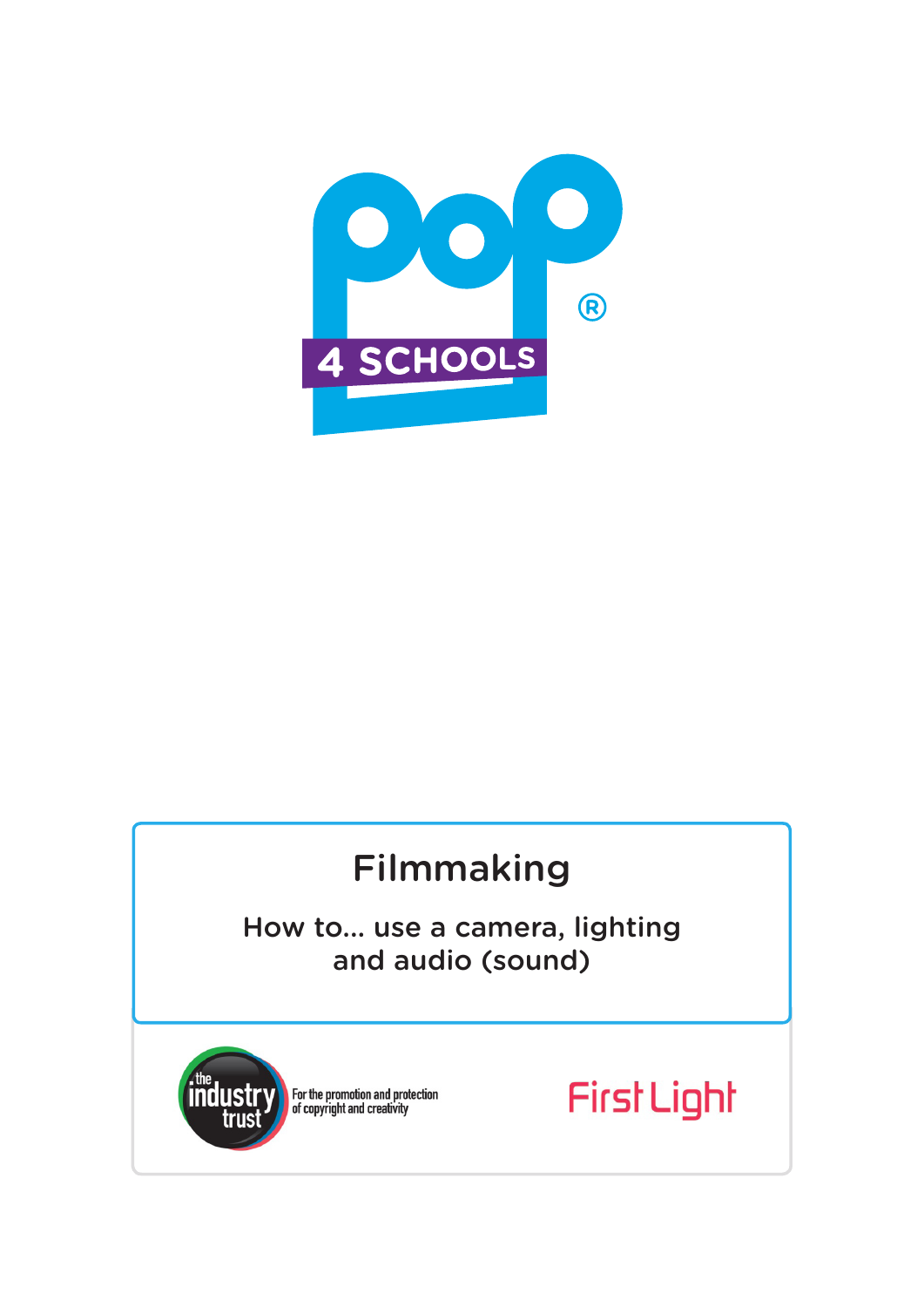POP 4 SCHOOLS®

# Filmmaking

## How to... use a camera, lighting and audio (sound)

the industry trust — For the promotion and protection of copyright and creativity

First Light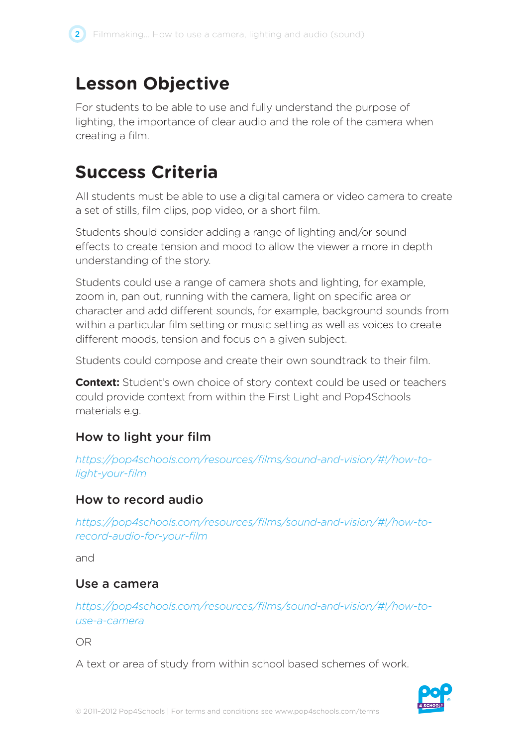## Lesson Objective

For students to be able to use and fully understand the purpose of lighting, the importance of clear audio and the role of the camera when creating a film.

## Success Criteria

All students must be able to use a digital camera or video camera to create a set of stills, film clips, pop video, or a short film.

Students should consider adding a range of lighting and/or sound effects to create tension and mood to allow the viewer a more in depth understanding of the story.

Students could use a range of camera shots and lighting, for example, zoom in, pan out, running with the camera, light on specific area or character and add different sounds, for example, background sounds from within a particular film setting or music setting as well as voices to create different moods, tension and focus on a given subject.

Students could compose and create their own soundtrack to their film.

**Context:** Student's own choice of story context could be used or teachers could provide context from within the First Light and Pop4Schools materials e.g.

### How to light your film

*https://pop4schools.com/resources/films/sound-and-vision/#!/how-to-light-your-film*

### How to record audio

*https://pop4schools.com/resources/films/sound-and-vision/#!/how-to-record-audio-for-your-film*

and

### Use a camera

*https://pop4schools.com/resources/films/sound-and-vision/#!/how-to-use-a-camera*

OR

A text or area of study from within school based schemes of work.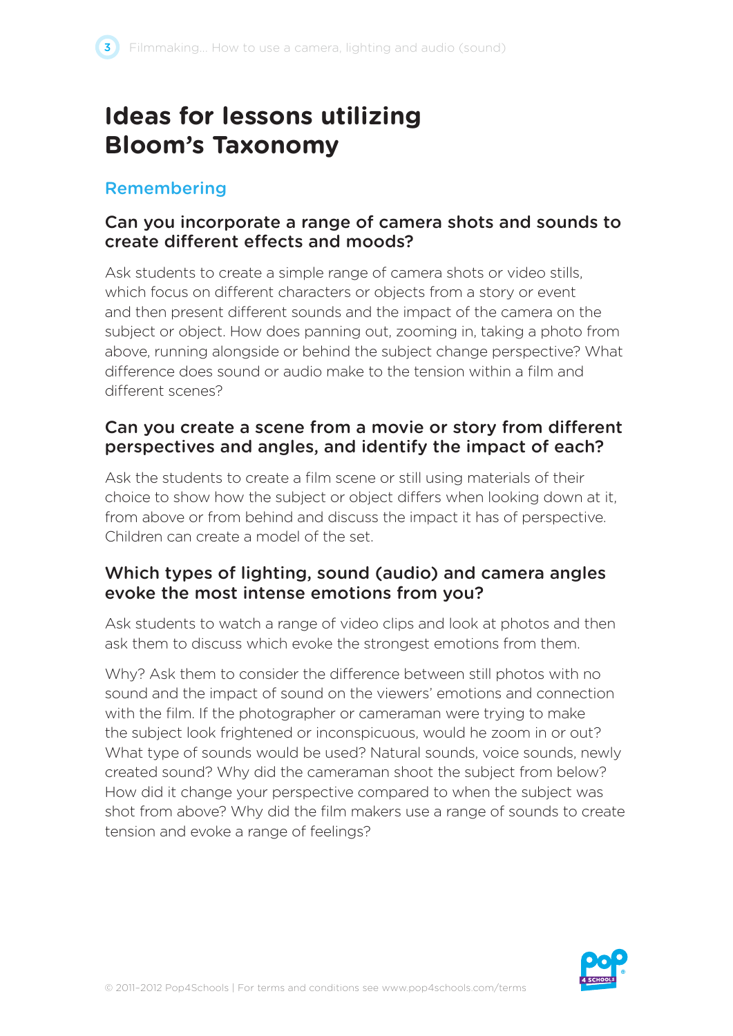# Ideas for lessons utilizing Bloom's Taxonomy

## Remembering

### Can you incorporate a range of camera shots and sounds to create different effects and moods?

Ask students to create a simple range of camera shots or video stills, which focus on different characters or objects from a story or event and then present different sounds and the impact of the camera on the subject or object. How does panning out, zooming in, taking a photo from above, running alongside or behind the subject change perspective? What difference does sound or audio make to the tension within a film and different scenes?

### Can you create a scene from a movie or story from different perspectives and angles, and identify the impact of each?

Ask the students to create a film scene or still using materials of their choice to show how the subject or object differs when looking down at it, from above or from behind and discuss the impact it has of perspective. Children can create a model of the set.

### Which types of lighting, sound (audio) and camera angles evoke the most intense emotions from you?

Ask students to watch a range of video clips and look at photos and then ask them to discuss which evoke the strongest emotions from them.

Why? Ask them to consider the difference between still photos with no sound and the impact of sound on the viewers' emotions and connection with the film. If the photographer or cameraman were trying to make the subject look frightened or inconspicuous, would he zoom in or out? What type of sounds would be used? Natural sounds, voice sounds, newly created sound? Why did the cameraman shoot the subject from below? How did it change your perspective compared to when the subject was shot from above? Why did the film makers use a range of sounds to create tension and evoke a range of feelings?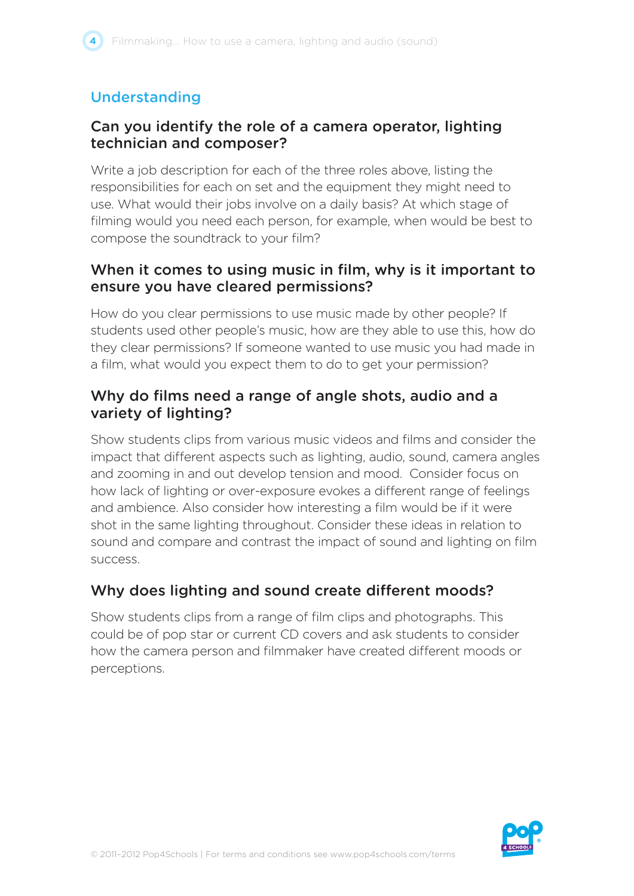## Understanding

### Can you identify the role of a camera operator, lighting technician and composer?

Write a job description for each of the three roles above, listing the responsibilities for each on set and the equipment they might need to use. What would their jobs involve on a daily basis? At which stage of filming would you need each person, for example, when would be best to compose the soundtrack to your film?

### When it comes to using music in film, why is it important to ensure you have cleared permissions?

How do you clear permissions to use music made by other people? If students used other people's music, how are they able to use this, how do they clear permissions? If someone wanted to use music you had made in a film, what would you expect them to do to get your permission?

### Why do films need a range of angle shots, audio and a variety of lighting?

Show students clips from various music videos and films and consider the impact that different aspects such as lighting, audio, sound, camera angles and zooming in and out develop tension and mood. Consider focus on how lack of lighting or over-exposure evokes a different range of feelings and ambience. Also consider how interesting a film would be if it were shot in the same lighting throughout. Consider these ideas in relation to sound and compare and contrast the impact of sound and lighting on film success.

### Why does lighting and sound create different moods?

Show students clips from a range of film clips and photographs. This could be of pop star or current CD covers and ask students to consider how the camera person and filmmaker have created different moods or perceptions.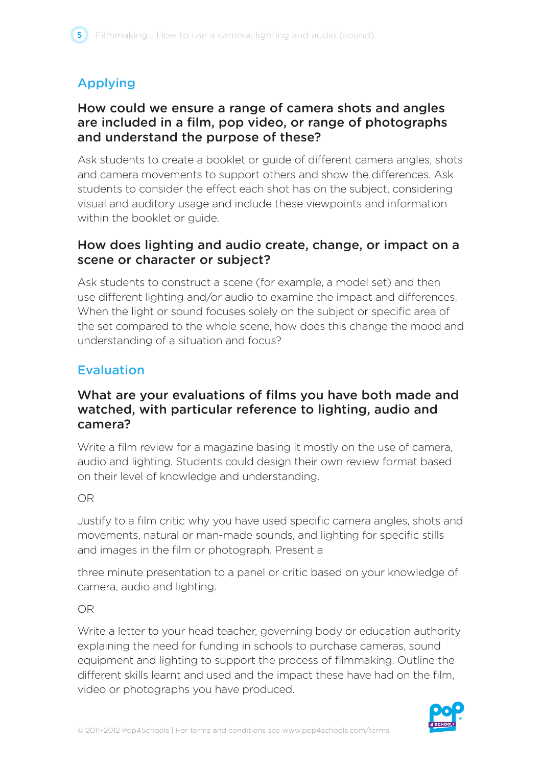## Applying

### How could we ensure a range of camera shots and angles are included in a film, pop video, or range of photographs and understand the purpose of these?

Ask students to create a booklet or guide of different camera angles, shots and camera movements to support others and show the differences. Ask students to consider the effect each shot has on the subject, considering visual and auditory usage and include these viewpoints and information within the booklet or guide.

### How does lighting and audio create, change, or impact on a scene or character or subject?

Ask students to construct a scene (for example, a model set) and then use different lighting and/or audio to examine the impact and differences. When the light or sound focuses solely on the subject or specific area of the set compared to the whole scene, how does this change the mood and understanding of a situation and focus?

## Evaluation

### What are your evaluations of films you have both made and watched, with particular reference to lighting, audio and camera?

Write a film review for a magazine basing it mostly on the use of camera, audio and lighting. Students could design their own review format based on their level of knowledge and understanding.

OR

Justify to a film critic why you have used specific camera angles, shots and movements, natural or man-made sounds, and lighting for specific stills and images in the film or photograph. Present a

three minute presentation to a panel or critic based on your knowledge of camera, audio and lighting.

OR

Write a letter to your head teacher, governing body or education authority explaining the need for funding in schools to purchase cameras, sound equipment and lighting to support the process of filmmaking. Outline the different skills learnt and used and the impact these have had on the film, video or photographs you have produced.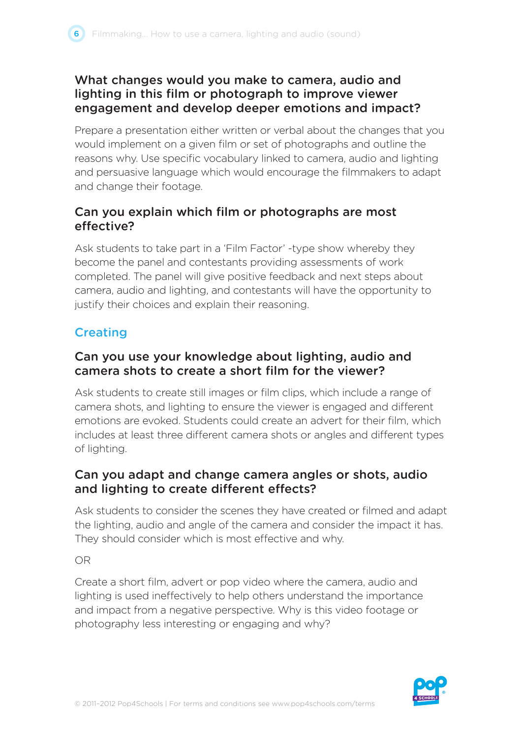### What changes would you make to camera, audio and lighting in this film or photograph to improve viewer engagement and develop deeper emotions and impact?

Prepare a presentation either written or verbal about the changes that you would implement on a given film or set of photographs and outline the reasons why. Use specific vocabulary linked to camera, audio and lighting and persuasive language which would encourage the filmmakers to adapt and change their footage.

### Can you explain which film or photographs are most effective?

Ask students to take part in a 'Film Factor' -type show whereby they become the panel and contestants providing assessments of work completed. The panel will give positive feedback and next steps about camera, audio and lighting, and contestants will have the opportunity to justify their choices and explain their reasoning.

## Creating

### Can you use your knowledge about lighting, audio and camera shots to create a short film for the viewer?

Ask students to create still images or film clips, which include a range of camera shots, and lighting to ensure the viewer is engaged and different emotions are evoked. Students could create an advert for their film, which includes at least three different camera shots or angles and different types of lighting.

### Can you adapt and change camera angles or shots, audio and lighting to create different effects?

Ask students to consider the scenes they have created or filmed and adapt the lighting, audio and angle of the camera and consider the impact it has. They should consider which is most effective and why.

OR

Create a short film, advert or pop video where the camera, audio and lighting is used ineffectively to help others understand the importance and impact from a negative perspective. Why is this video footage or photography less interesting or engaging and why?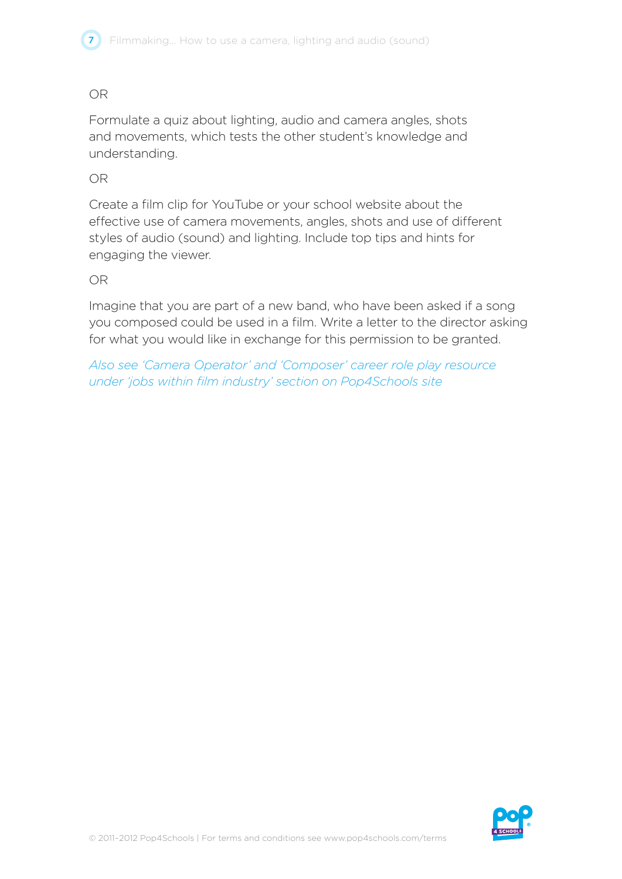OR

Formulate a quiz about lighting, audio and camera angles, shots and movements, which tests the other student's knowledge and understanding.

OR

Create a film clip for YouTube or your school website about the effective use of camera movements, angles, shots and use of different styles of audio (sound) and lighting. Include top tips and hints for engaging the viewer.

OR

Imagine that you are part of a new band, who have been asked if a song you composed could be used in a film. Write a letter to the director asking for what you would like in exchange for this permission to be granted.

*Also see 'Camera Operator' and 'Composer' career role play resource under 'jobs within film industry' section on Pop4Schools site*

© 2011–2012 Pop4Schools | For terms and conditions see www.pop4schools.com/terms